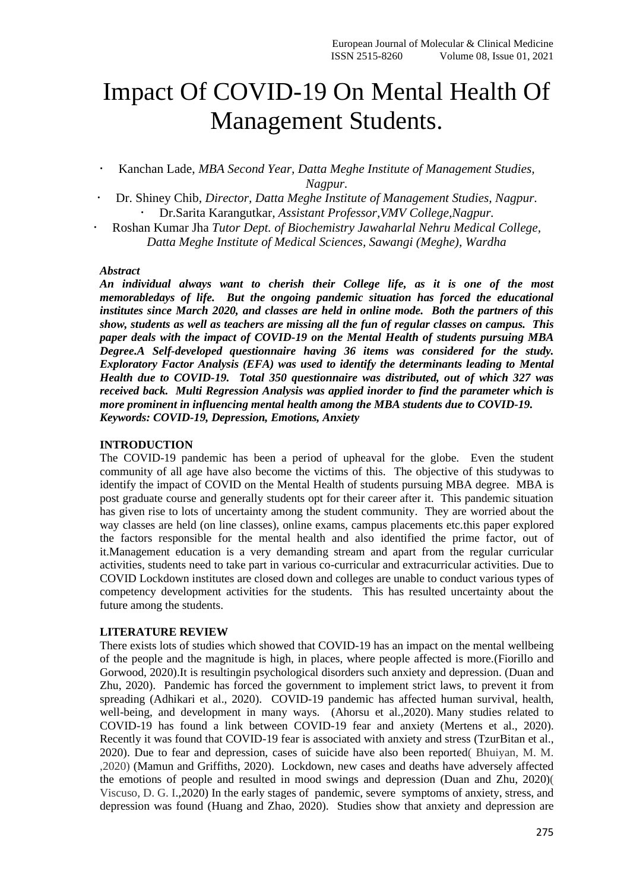# Impact Of COVID-19 On Mental Health Of Management Students.

- Kanchan Lade, *MBA Second Year, Datta Meghe Institute of Management Studies, Nagpur.*
- Dr. Shiney Chib, *Director, Datta Meghe Institute of Management Studies, Nagpur.*
- Dr.Sarita Karangutkar, *Assistant Professor,VMV College,Nagpur.*
- Roshan Kumar Jha *Tutor Dept. of Biochemistry Jawaharlal Nehru Medical College, Datta Meghe Institute of Medical Sciences, Sawangi (Meghe), Wardha*

***Abstract***

***An individual always want to cherish their College life, as it is one of the most memorabledays of life. But the ongoing pandemic situation has forced the educational institutes since March 2020, and classes are held in online mode. Both the partners of this show, students as well as teachers are missing all the fun of regular classes on campus. This paper deals with the impact of COVID-19 on the Mental Health of students pursuing MBA Degree.A Self-developed questionnaire having 36 items was considered for the study. Exploratory Factor Analysis (EFA) was used to identify the determinants leading to Mental Health due to COVID-19. Total 350 questionnaire was distributed, out of which 327 was received back. Multi Regression Analysis was applied inorder to find the parameter which is more prominent in influencing mental health among the MBA students due to COVID-19.***

***Keywords: COVID-19, Depression, Emotions, Anxiety***

## INTRODUCTION

The COVID-19 pandemic has been a period of upheaval for the globe. Even the student community of all age have also become the victims of this. The objective of this studywas to identify the impact of COVID on the Mental Health of students pursuing MBA degree. MBA is post graduate course and generally students opt for their career after it. This pandemic situation has given rise to lots of uncertainty among the student community. They are worried about the way classes are held (on line classes), online exams, campus placements etc.this paper explored the factors responsible for the mental health and also identified the prime factor, out of it.Management education is a very demanding stream and apart from the regular curricular activities, students need to take part in various co-curricular and extracurricular activities. Due to COVID Lockdown institutes are closed down and colleges are unable to conduct various types of competency development activities for the students. This has resulted uncertainty about the future among the students.

## LITERATURE REVIEW

There exists lots of studies which showed that COVID-19 has an impact on the mental wellbeing of the people and the magnitude is high, in places, where people affected is more.(Fiorillo and Gorwood, 2020).It is resultingin psychological disorders such anxiety and depression. (Duan and Zhu, 2020). Pandemic has forced the government to implement strict laws, to prevent it from spreading (Adhikari et al., 2020). COVID-19 pandemic has affected human survival, health, well-being, and development in many ways. (Ahorsu et al.,2020). Many studies related to COVID-19 has found a link between COVID-19 fear and anxiety (Mertens et al., 2020). Recently it was found that COVID-19 fear is associated with anxiety and stress (TzurBitan et al., 2020). Due to fear and depression, cases of suicide have also been reported( Bhuiyan, M. M. ,2020) (Mamun and Griffiths, 2020). Lockdown, new cases and deaths have adversely affected the emotions of people and resulted in mood swings and depression (Duan and Zhu, 2020)( Viscuso, D. G. I.,2020) In the early stages of pandemic, severe symptoms of anxiety, stress, and depression was found (Huang and Zhao, 2020). Studies show that anxiety and depression are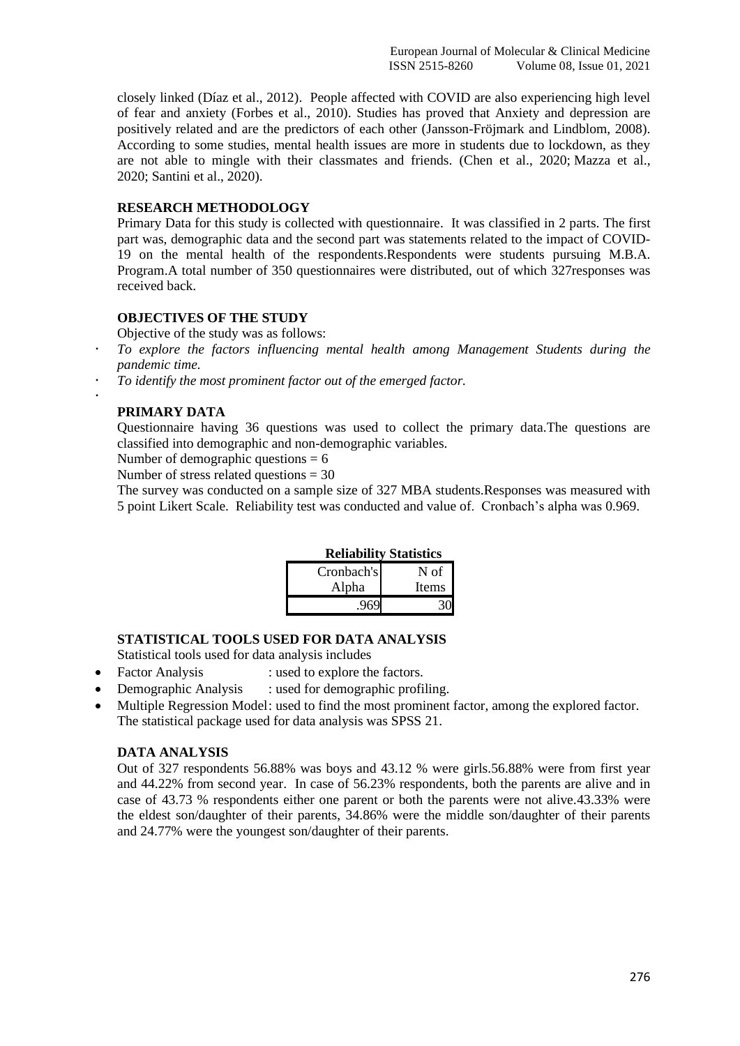closely linked (Díaz et al., 2012). People affected with COVID are also experiencing high level of fear and anxiety (Forbes et al., 2010). Studies has proved that Anxiety and depression are positively related and are the predictors of each other (Jansson-Fröjmark and Lindblom, 2008). According to some studies, mental health issues are more in students due to lockdown, as they are not able to mingle with their classmates and friends. (Chen et al., 2020; Mazza et al., 2020; Santini et al., 2020).

## RESEARCH METHODOLOGY

Primary Data for this study is collected with questionnaire. It was classified in 2 parts. The first part was, demographic data and the second part was statements related to the impact of COVID-19 on the mental health of the respondents.Respondents were students pursuing M.B.A. Program.A total number of 350 questionnaires were distributed, out of which 327responses was received back.

## OBJECTIVES OF THE STUDY

Objective of the study was as follows:

- *To explore the factors influencing mental health among Management Students during the pandemic time.*
- *To identify the most prominent factor out of the emerged factor.*

## PRIMARY DATA

Questionnaire having 36 questions was used to collect the primary data.The questions are classified into demographic and non-demographic variables.

Number of demographic questions = 6

Number of stress related questions = 30

The survey was conducted on a sample size of 327 MBA students.Responses was measured with 5 point Likert Scale. Reliability test was conducted and value of. Cronbach's alpha was 0.969.

**Reliability Statistics**

| Cronbach's Alpha | N of Items |
|---|---|
| .969 | 30 |

## STATISTICAL TOOLS USED FOR DATA ANALYSIS

Statistical tools used for data analysis includes

- Factor Analysis : used to explore the factors.
- Demographic Analysis : used for demographic profiling.
- Multiple Regression Model: used to find the most prominent factor, among the explored factor.

The statistical package used for data analysis was SPSS 21.

## DATA ANALYSIS

Out of 327 respondents 56.88% was boys and 43.12 % were girls.56.88% were from first year and 44.22% from second year. In case of 56.23% respondents, both the parents are alive and in case of 43.73 % respondents either one parent or both the parents were not alive.43.33% were the eldest son/daughter of their parents, 34.86% were the middle son/daughter of their parents and 24.77% were the youngest son/daughter of their parents.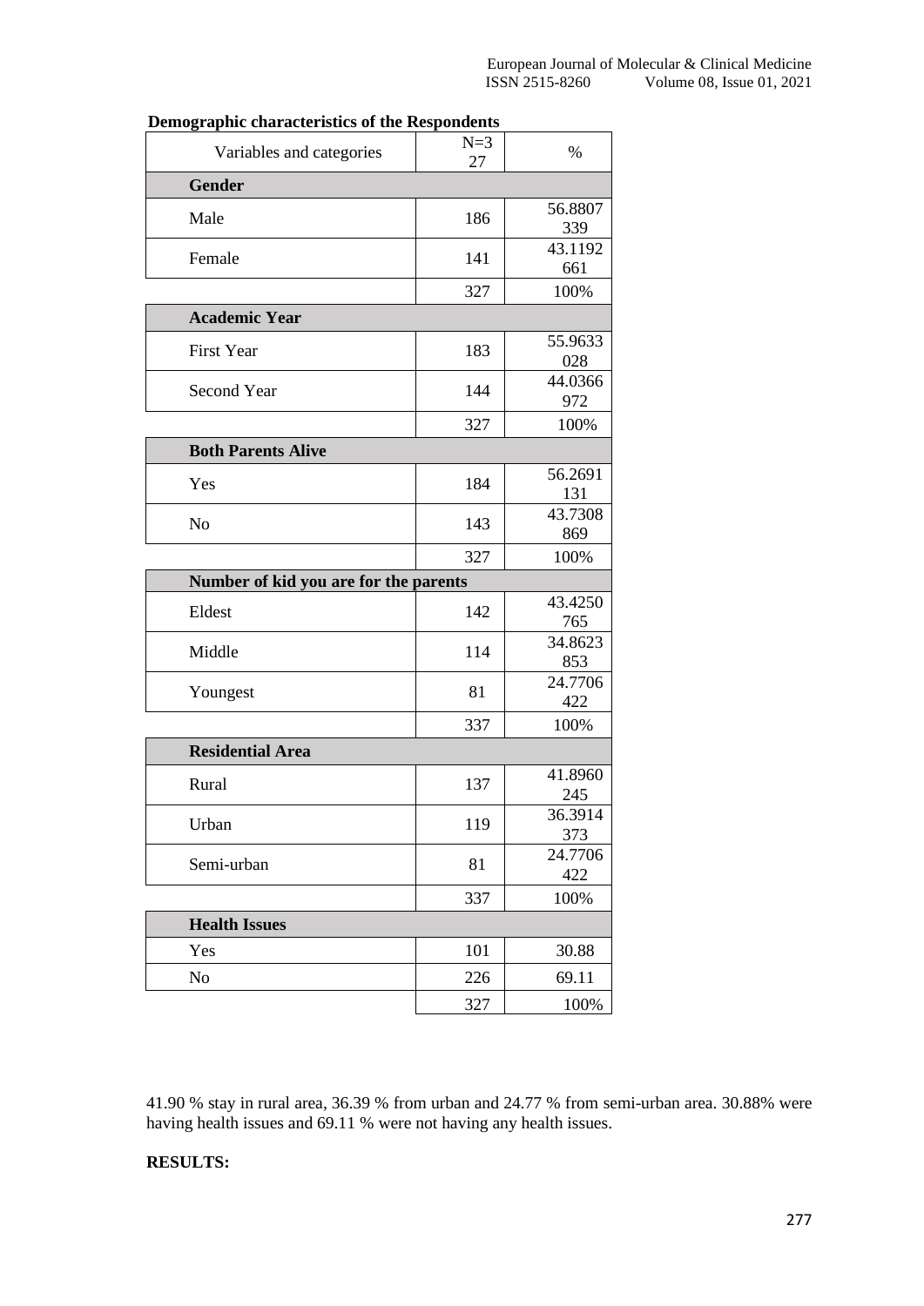**Demographic characteristics of the Respondents**

| Variables and categories | N=327 | % |
|---|---|---|
| **Gender** | | |
| Male | 186 | 56.8807339 |
| Female | 141 | 43.1192661 |
| | 327 | 100% |
| **Academic Year** | | |
| First Year | 183 | 55.9633028 |
| Second Year | 144 | 44.0366972 |
| | 327 | 100% |
| **Both Parents Alive** | | |
| Yes | 184 | 56.2691131 |
| No | 143 | 43.7308869 |
| | 327 | 100% |
| **Number of kid you are for the parents** | | |
| Eldest | 142 | 43.4250765 |
| Middle | 114 | 34.8623853 |
| Youngest | 81 | 24.7706422 |
| | 337 | 100% |
| **Residential Area** | | |
| Rural | 137 | 41.8960245 |
| Urban | 119 | 36.3914373 |
| Semi-urban | 81 | 24.7706422 |
| | 337 | 100% |
| **Health Issues** | | |
| Yes | 101 | 30.88 |
| No | 226 | 69.11 |
| | 327 | 100% |

41.90 % stay in rural area, 36.39 % from urban and 24.77 % from semi-urban area. 30.88% were having health issues and 69.11 % were not having any health issues.

**RESULTS:**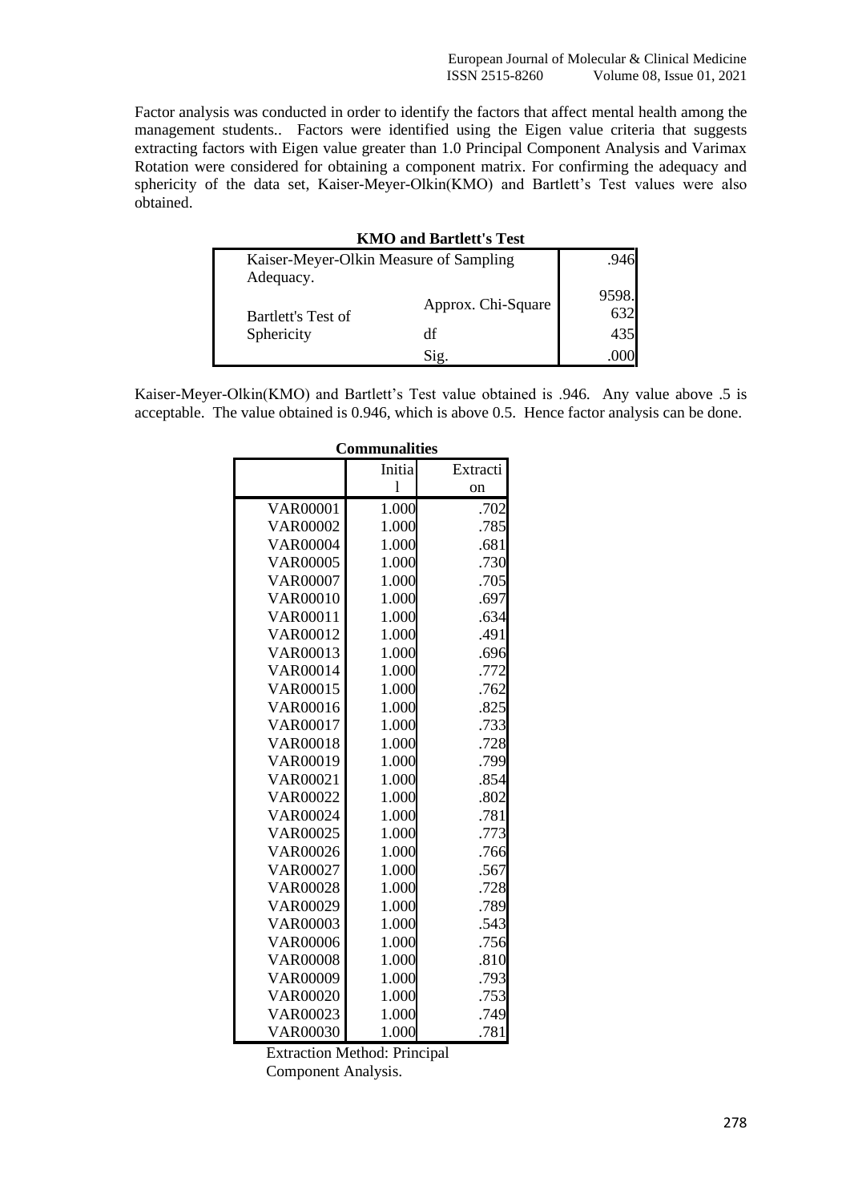Factor analysis was conducted in order to identify the factors that affect mental health among the management students.. Factors were identified using the Eigen value criteria that suggests extracting factors with Eigen value greater than 1.0 Principal Component Analysis and Varimax Rotation were considered for obtaining a component matrix. For confirming the adequacy and sphericity of the data set, Kaiser-Meyer-Olkin(KMO) and Bartlett's Test values were also obtained.

**KMO and Bartlett's Test**

| | | |
|---|---|---|
| Kaiser-Meyer-Olkin Measure of Sampling Adequacy. | | .946 |
| Bartlett's Test of Sphericity | Approx. Chi-Square | 9598.632 |
| | df | 435 |
| | Sig. | .000 |

Kaiser-Meyer-Olkin(KMO) and Bartlett's Test value obtained is .946. Any value above .5 is acceptable. The value obtained is 0.946, which is above 0.5. Hence factor analysis can be done.

**Communalities**

| | Initial | Extraction |
|---|---|---|
| VAR00001 | 1.000 | .702 |
| VAR00002 | 1.000 | .785 |
| VAR00004 | 1.000 | .681 |
| VAR00005 | 1.000 | .730 |
| VAR00007 | 1.000 | .705 |
| VAR00010 | 1.000 | .697 |
| VAR00011 | 1.000 | .634 |
| VAR00012 | 1.000 | .491 |
| VAR00013 | 1.000 | .696 |
| VAR00014 | 1.000 | .772 |
| VAR00015 | 1.000 | .762 |
| VAR00016 | 1.000 | .825 |
| VAR00017 | 1.000 | .733 |
| VAR00018 | 1.000 | .728 |
| VAR00019 | 1.000 | .799 |
| VAR00021 | 1.000 | .854 |
| VAR00022 | 1.000 | .802 |
| VAR00024 | 1.000 | .781 |
| VAR00025 | 1.000 | .773 |
| VAR00026 | 1.000 | .766 |
| VAR00027 | 1.000 | .567 |
| VAR00028 | 1.000 | .728 |
| VAR00029 | 1.000 | .789 |
| VAR00003 | 1.000 | .543 |
| VAR00006 | 1.000 | .756 |
| VAR00008 | 1.000 | .810 |
| VAR00009 | 1.000 | .793 |
| VAR00020 | 1.000 | .753 |
| VAR00023 | 1.000 | .749 |
| VAR00030 | 1.000 | .781 |

Extraction Method: Principal Component Analysis.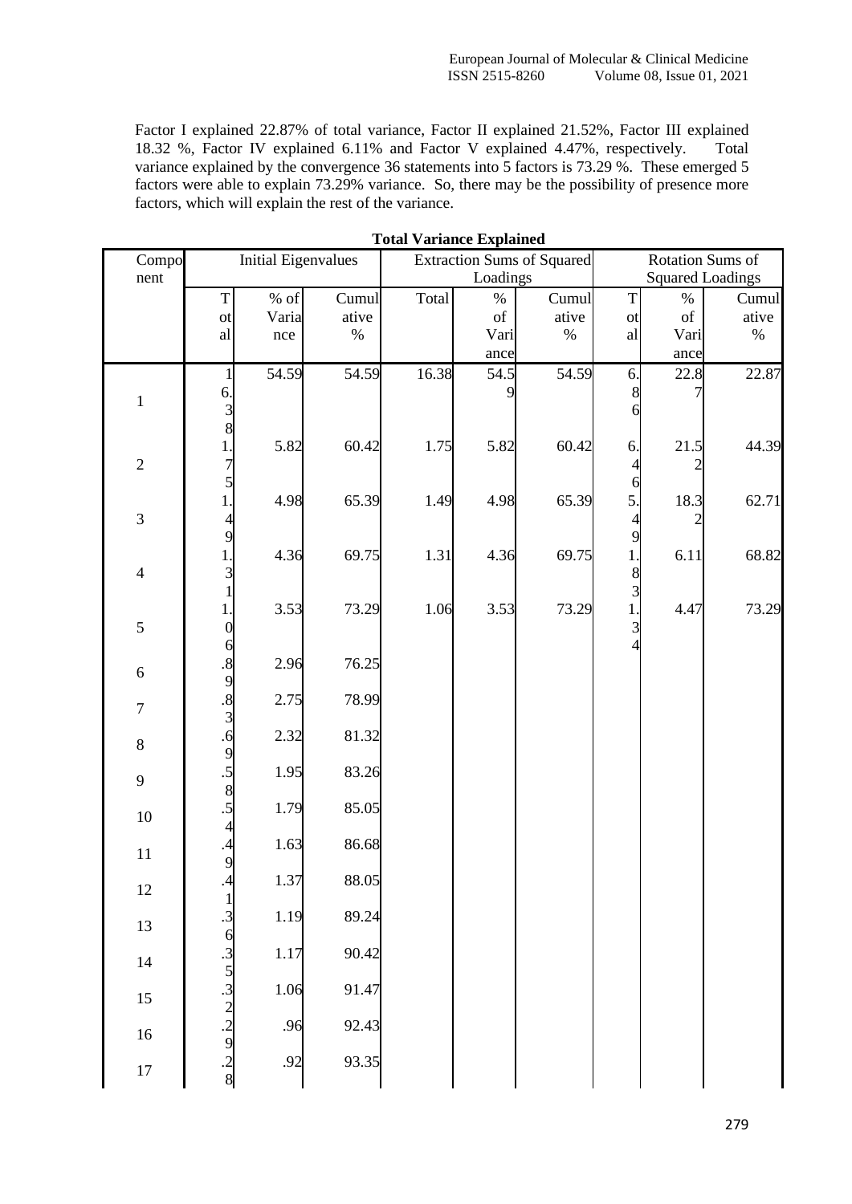Factor I explained 22.87% of total variance, Factor II explained 21.52%, Factor III explained 18.32 %, Factor IV explained 6.11% and Factor V explained 4.47%, respectively. Total variance explained by the convergence 36 statements into 5 factors is 73.29 %. These emerged 5 factors were able to explain 73.29% variance. So, there may be the possibility of presence more factors, which will explain the rest of the variance.

**Total Variance Explained**

| Component | Initial Eigenvalues | | | Extraction Sums of Squared Loadings | | | Rotation Sums of Squared Loadings | | |
|---|---|---|---|---|---|---|---|---|---|
| | Total | % of Variance | Cumulative % | Total | % of Variance | Cumulative % | Total | % of Variance | Cumulative % |
| 1 | 16.38 | 54.59 | 54.59 | 16.38 | 54.59 | 54.59 | 6.86 | 22.87 | 22.87 |
| 2 | 1.75 | 5.82 | 60.42 | 1.75 | 5.82 | 60.42 | 6.46 | 21.52 | 44.39 |
| 3 | 1.49 | 4.98 | 65.39 | 1.49 | 4.98 | 65.39 | 5.49 | 18.32 | 62.71 |
| 4 | 1.31 | 4.36 | 69.75 | 1.31 | 4.36 | 69.75 | 1.83 | 6.11 | 68.82 |
| 5 | 1.06 | 3.53 | 73.29 | 1.06 | 3.53 | 73.29 | 1.34 | 4.47 | 73.29 |
| 6 | .89 | 2.96 | 76.25 | | | | | | |
| 7 | .83 | 2.75 | 78.99 | | | | | | |
| 8 | .69 | 2.32 | 81.32 | | | | | | |
| 9 | .58 | 1.95 | 83.26 | | | | | | |
| 10 | .54 | 1.79 | 85.05 | | | | | | |
| 11 | .49 | 1.63 | 86.68 | | | | | | |
| 12 | .41 | 1.37 | 88.05 | | | | | | |
| 13 | .36 | 1.19 | 89.24 | | | | | | |
| 14 | .35 | 1.17 | 90.42 | | | | | | |
| 15 | .32 | 1.06 | 91.47 | | | | | | |
| 16 | .29 | .96 | 92.43 | | | | | | |
| 17 | .28 | .92 | 93.35 | | | | | | |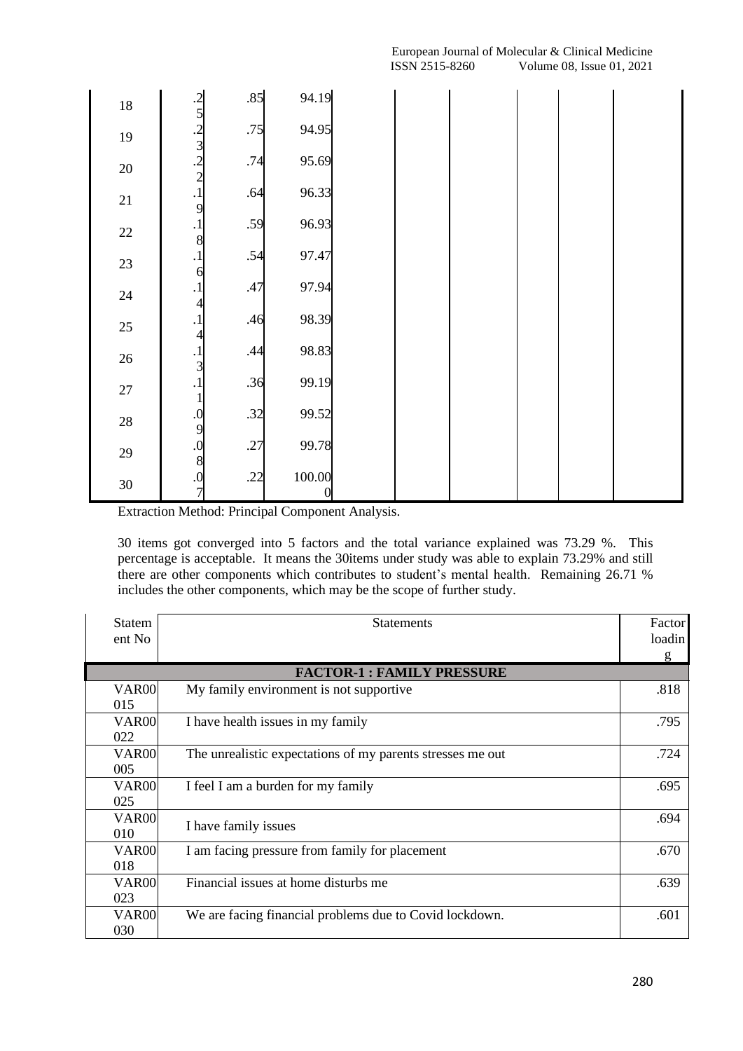| 18 | .25 | .85 | 94.19 | | | | | |
|---|---|---|---|---|---|---|---|---|
| 19 | .23 | .75 | 94.95 | | | | | |
| 20 | .22 | .74 | 95.69 | | | | | |
| 21 | .19 | .64 | 96.33 | | | | | |
| 22 | .18 | .59 | 96.93 | | | | | |
| 23 | .16 | .54 | 97.47 | | | | | |
| 24 | .14 | .47 | 97.94 | | | | | |
| 25 | .14 | .46 | 98.39 | | | | | |
| 26 | .13 | .44 | 98.83 | | | | | |
| 27 | .11 | .36 | 99.19 | | | | | |
| 28 | .09 | .32 | 99.52 | | | | | |
| 29 | .08 | .27 | 99.78 | | | | | |
| 30 | .07 | .22 | 100.000 | | | | | |

Extraction Method: Principal Component Analysis.

30 items got converged into 5 factors and the total variance explained was 73.29 %. This percentage is acceptable. It means the 30items under study was able to explain 73.29% and still there are other components which contributes to student's mental health. Remaining 26.71 % includes the other components, which may be the scope of further study.

| Statement No | Statements | Factor loading |
|---|---|---|
| | **FACTOR-1 : FAMILY PRESSURE** | |
| VAR00015 | My family environment is not supportive | .818 |
| VAR00022 | I have health issues in my family | .795 |
| VAR00005 | The unrealistic expectations of my parents stresses me out | .724 |
| VAR00025 | I feel I am a burden for my family | .695 |
| VAR00010 | I have family issues | .694 |
| VAR00018 | I am facing pressure from family for placement | .670 |
| VAR00023 | Financial issues at home disturbs me | .639 |
| VAR00030 | We are facing financial problems due to Covid lockdown. | .601 |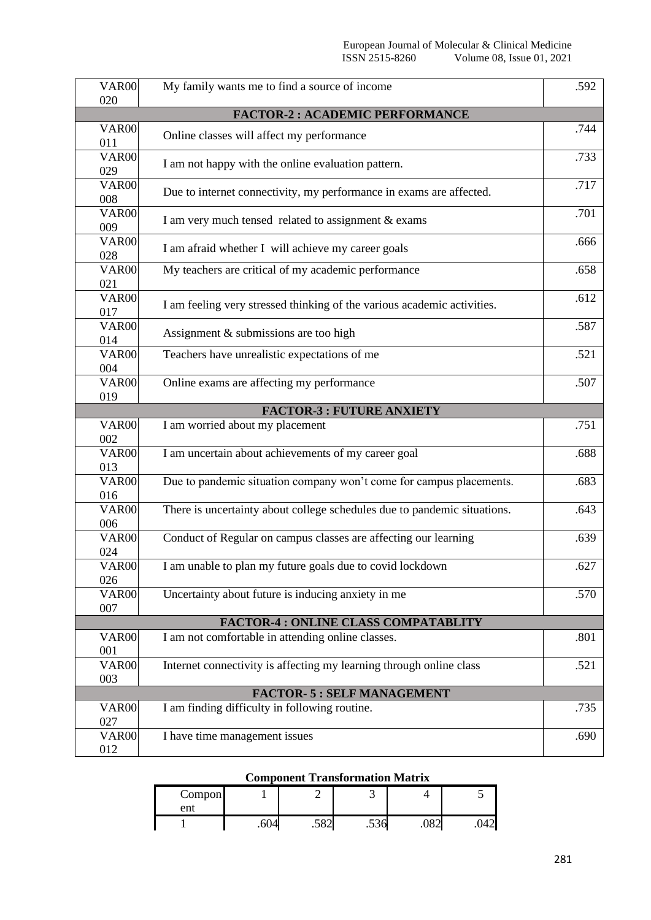| | | |
|---|---|---|
| VAR00020 | My family wants me to find a source of income | .592 |
| **FACTOR-2 : ACADEMIC PERFORMANCE** | | |
| VAR00011 | Online classes will affect my performance | .744 |
| VAR00029 | I am not happy with the online evaluation pattern. | .733 |
| VAR00008 | Due to internet connectivity, my performance in exams are affected. | .717 |
| VAR00009 | I am very much tensed related to assignment & exams | .701 |
| VAR00028 | I am afraid whether I will achieve my career goals | .666 |
| VAR00021 | My teachers are critical of my academic performance | .658 |
| VAR00017 | I am feeling very stressed thinking of the various academic activities. | .612 |
| VAR00014 | Assignment & submissions are too high | .587 |
| VAR00004 | Teachers have unrealistic expectations of me | .521 |
| VAR00019 | Online exams are affecting my performance | .507 |
| **FACTOR-3 : FUTURE ANXIETY** | | |
| VAR00002 | I am worried about my placement | .751 |
| VAR00013 | I am uncertain about achievements of my career goal | .688 |
| VAR00016 | Due to pandemic situation company won't come for campus placements. | .683 |
| VAR00006 | There is uncertainty about college schedules due to pandemic situations. | .643 |
| VAR00024 | Conduct of Regular on campus classes are affecting our learning | .639 |
| VAR00026 | I am unable to plan my future goals due to covid lockdown | .627 |
| VAR00007 | Uncertainty about future is inducing anxiety in me | .570 |
| **FACTOR-4 : ONLINE CLASS COMPATABLITY** | | |
| VAR00001 | I am not comfortable in attending online classes. | .801 |
| VAR00003 | Internet connectivity is affecting my learning through online class | .521 |
| **FACTOR- 5 : SELF MANAGEMENT** | | |
| VAR00027 | I am finding difficulty in following routine. | .735 |
| VAR00012 | I have time management issues | .690 |

**Component Transformation Matrix**

| Component | 1 | 2 | 3 | 4 | 5 |
|---|---|---|---|---|---|
| 1 | .604 | .582 | .536 | .082 | .042 |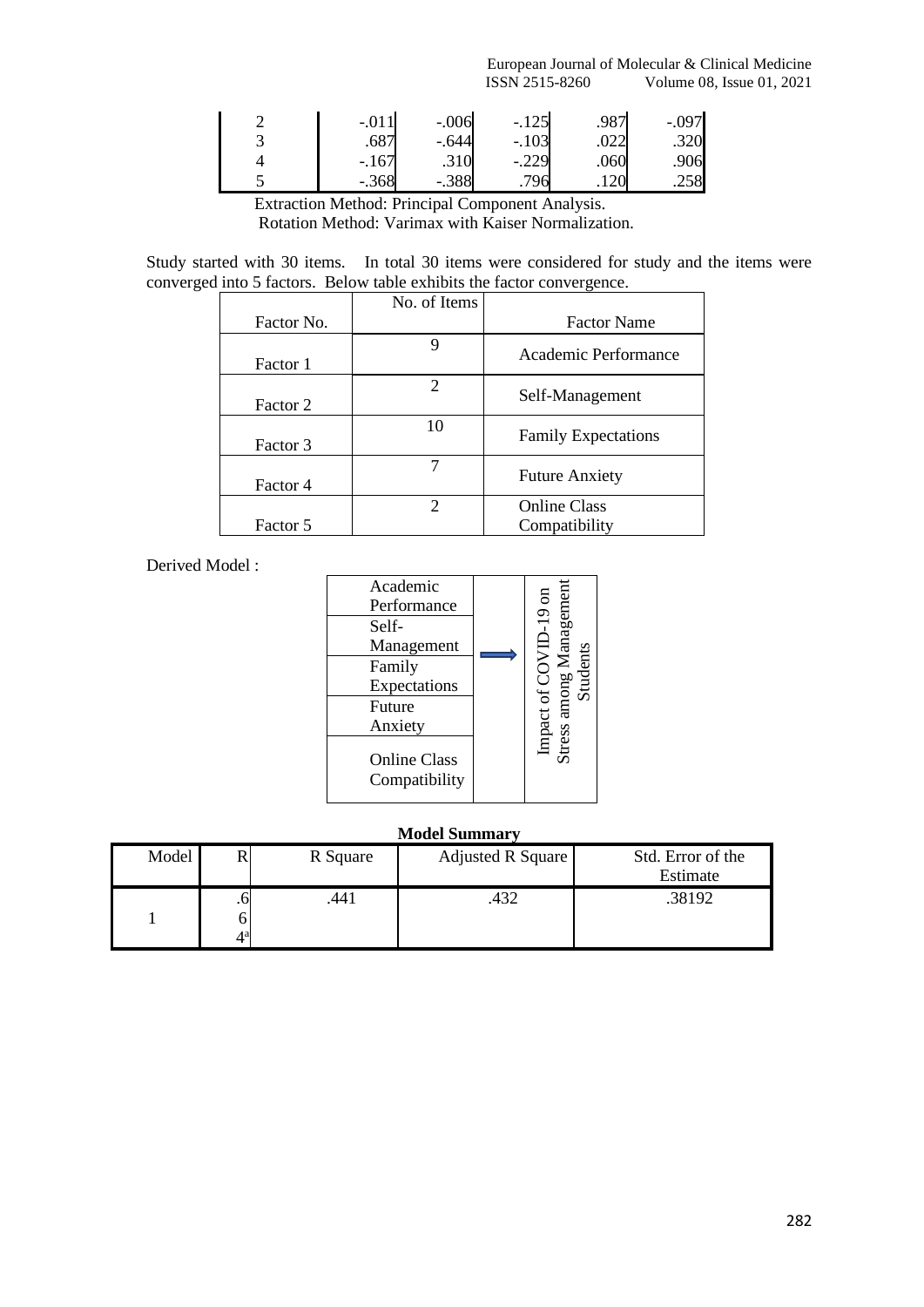| 2 | -.011 | -.006 | -.125 | .987 | -.097 |
|---|---|---|---|---|---|
| 3 | .687 | -.644 | -.103 | .022 | .320 |
| 4 | -.167 | .310 | -.229 | .060 | .906 |
| 5 | -.368 | -.388 | .796 | .120 | .258 |

Extraction Method: Principal Component Analysis.
Rotation Method: Varimax with Kaiser Normalization.

Study started with 30 items. In total 30 items were considered for study and the items were converged into 5 factors. Below table exhibits the factor convergence.

| Factor No. | No. of Items | Factor Name |
|---|---|---|
| Factor 1 | 9 | Academic Performance |
| Factor 2 | 2 | Self-Management |
| Factor 3 | 10 | Family Expectations |
| Factor 4 | 7 | Future Anxiety |
| Factor 5 | 2 | Online Class Compatibility |

Derived Model :

| Factors | | Outcome |
|---|---|---|
| Academic Performance | → | Impact of COVID-19 on Stress among Management Students |
| Self-Management | | |
| Family Expectations | | |
| Future Anxiety | | |
| Online Class Compatibility | | |

**Model Summary**

| Model | R | R Square | Adjusted R Square | Std. Error of the Estimate |
|---|---|---|---|---|
| 1 | .664[a] | .441 | .432 | .38192 |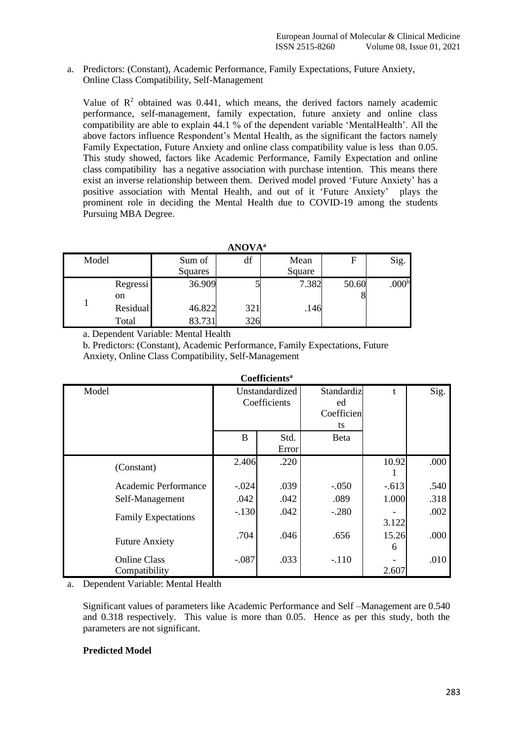a. Predictors: (Constant), Academic Performance, Family Expectations, Future Anxiety, Online Class Compatibility, Self-Management

Value of $R^2$ obtained was 0.441, which means, the derived factors namely academic performance, self-management, family expectation, future anxiety and online class compatibility are able to explain 44.1 % of the dependent variable 'MentalHealth'. All the above factors influence Respondent's Mental Health, as the significant the factors namely Family Expectation, Future Anxiety and online class compatibility value is less than 0.05. This study showed, factors like Academic Performance, Family Expectation and online class compatibility has a negative association with purchase intention. This means there exist an inverse relationship between them. Derived model proved 'Future Anxiety' has a positive association with Mental Health, and out of it 'Future Anxiety' plays the prominent role in deciding the Mental Health due to COVID-19 among the students Pursuing MBA Degree.

**ANOVA[a]**

| Model | | Sum of Squares | df | Mean Square | F | Sig. |
|---|---|---|---|---|---|---|
| 1 | Regression | 36.909 | 5 | 7.382 | 50.608 | .000[b] |
| | Residual | 46.822 | 321 | .146 | | |
| | Total | 83.731 | 326 | | | |

a. Dependent Variable: Mental Health

b. Predictors: (Constant), Academic Performance, Family Expectations, Future Anxiety, Online Class Compatibility, Self-Management

**Coefficients[a]**

| Model | Unstandardized Coefficients | | Standardized Coefficients | t | Sig. |
|---|---|---|---|---|---|
| | B | Std. Error | Beta | | |
| (Constant) | 2.406 | .220 | | 10.921 | .000 |
| Academic Performance | -.024 | .039 | -.050 | -.613 | .540 |
| Self-Management | .042 | .042 | .089 | 1.000 | .318 |
| Family Expectations | -.130 | .042 | -.280 | -3.122 | .002 |
| Future Anxiety | .704 | .046 | .656 | 15.266 | .000 |
| Online Class Compatibility | -.087 | .033 | -.110 | -2.607 | .010 |

a. Dependent Variable: Mental Health

Significant values of parameters like Academic Performance and Self –Management are 0.540 and 0.318 respectively. This value is more than 0.05. Hence as per this study, both the parameters are not significant.

**Predicted Model**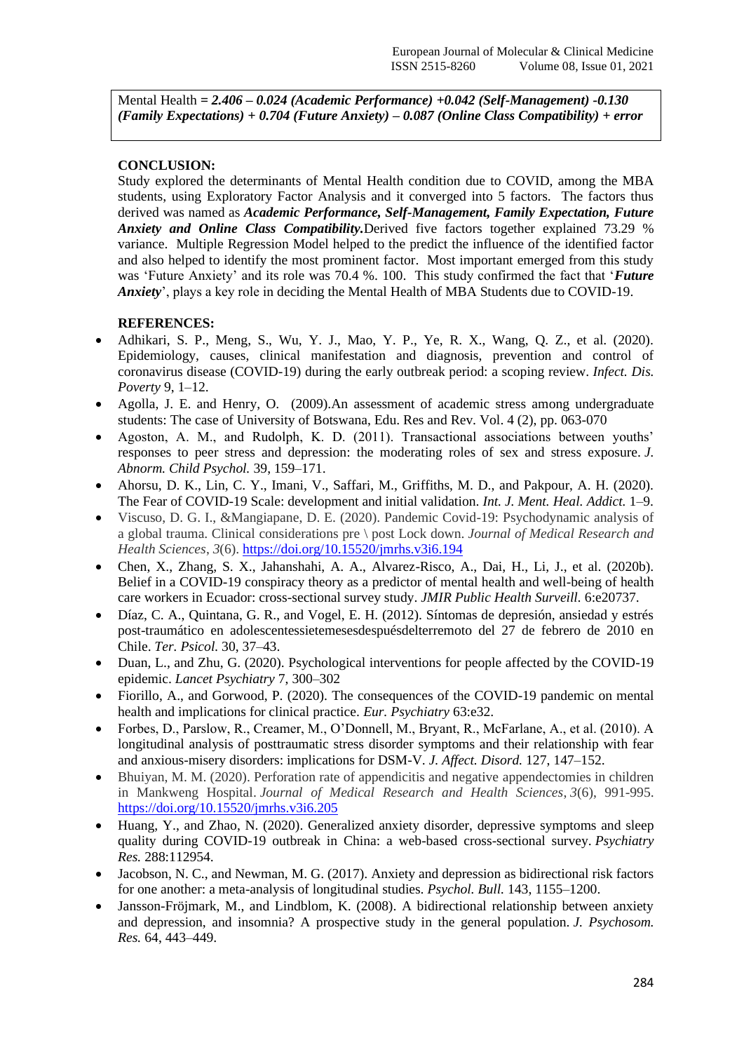Mental Health = ***2.406 – 0.024 (Academic Performance) +0.042 (Self-Management) -0.130 (Family Expectations) + 0.704 (Future Anxiety) – 0.087 (Online Class Compatibility) + error***

**CONCLUSION:**

Study explored the determinants of Mental Health condition due to COVID, among the MBA students, using Exploratory Factor Analysis and it converged into 5 factors. The factors thus derived was named as ***Academic Performance, Self-Management, Family Expectation, Future Anxiety and Online Class Compatibility.***Derived five factors together explained 73.29 % variance. Multiple Regression Model helped to the predict the influence of the identified factor and also helped to identify the most prominent factor. Most important emerged from this study was 'Future Anxiety' and its role was 70.4 %. 100. This study confirmed the fact that '***Future Anxiety***', plays a key role in deciding the Mental Health of MBA Students due to COVID-19.

**REFERENCES:**

- Adhikari, S. P., Meng, S., Wu, Y. J., Mao, Y. P., Ye, R. X., Wang, Q. Z., et al. (2020). Epidemiology, causes, clinical manifestation and diagnosis, prevention and control of coronavirus disease (COVID-19) during the early outbreak period: a scoping review. *Infect. Dis. Poverty* 9, 1–12.
- Agolla, J. E. and Henry, O. (2009).An assessment of academic stress among undergraduate students: The case of University of Botswana, Edu. Res and Rev. Vol. 4 (2), pp. 063-070
- Agoston, A. M., and Rudolph, K. D. (2011). Transactional associations between youths' responses to peer stress and depression: the moderating roles of sex and stress exposure. *J. Abnorm. Child Psychol.* 39, 159–171.
- Ahorsu, D. K., Lin, C. Y., Imani, V., Saffari, M., Griffiths, M. D., and Pakpour, A. H. (2020). The Fear of COVID-19 Scale: development and initial validation. *Int. J. Ment. Heal. Addict.* 1–9.
- Viscuso, D. G. I., &Mangiapane, D. E. (2020). Pandemic Covid-19: Psychodynamic analysis of a global trauma. Clinical considerations pre \ post Lock down. *Journal of Medical Research and Health Sciences*, *3*(6). https://doi.org/10.15520/jmrhs.v3i6.194
- Chen, X., Zhang, S. X., Jahanshahi, A. A., Alvarez-Risco, A., Dai, H., Li, J., et al. (2020b). Belief in a COVID-19 conspiracy theory as a predictor of mental health and well-being of health care workers in Ecuador: cross-sectional survey study. *JMIR Public Health Surveill.* 6:e20737.
- Díaz, C. A., Quintana, G. R., and Vogel, E. H. (2012). Síntomas de depresión, ansiedad y estrés post-traumático en adolescentessietemesesdespuésdelterremoto del 27 de febrero de 2010 en Chile. *Ter. Psicol.* 30, 37–43.
- Duan, L., and Zhu, G. (2020). Psychological interventions for people affected by the COVID-19 epidemic. *Lancet Psychiatry* 7, 300–302
- Fiorillo, A., and Gorwood, P. (2020). The consequences of the COVID-19 pandemic on mental health and implications for clinical practice. *Eur. Psychiatry* 63:e32.
- Forbes, D., Parslow, R., Creamer, M., O'Donnell, M., Bryant, R., McFarlane, A., et al. (2010). A longitudinal analysis of posttraumatic stress disorder symptoms and their relationship with fear and anxious-misery disorders: implications for DSM-V. *J. Affect. Disord.* 127, 147–152.
- Bhuiyan, M. M. (2020). Perforation rate of appendicitis and negative appendectomies in children in Mankweng Hospital. *Journal of Medical Research and Health Sciences*, *3*(6), 991-995. https://doi.org/10.15520/jmrhs.v3i6.205
- Huang, Y., and Zhao, N. (2020). Generalized anxiety disorder, depressive symptoms and sleep quality during COVID-19 outbreak in China: a web-based cross-sectional survey. *Psychiatry Res.* 288:112954.
- Jacobson, N. C., and Newman, M. G. (2017). Anxiety and depression as bidirectional risk factors for one another: a meta-analysis of longitudinal studies. *Psychol. Bull.* 143, 1155–1200.
- Jansson-Fröjmark, M., and Lindblom, K. (2008). A bidirectional relationship between anxiety and depression, and insomnia? A prospective study in the general population. *J. Psychosom. Res.* 64, 443–449.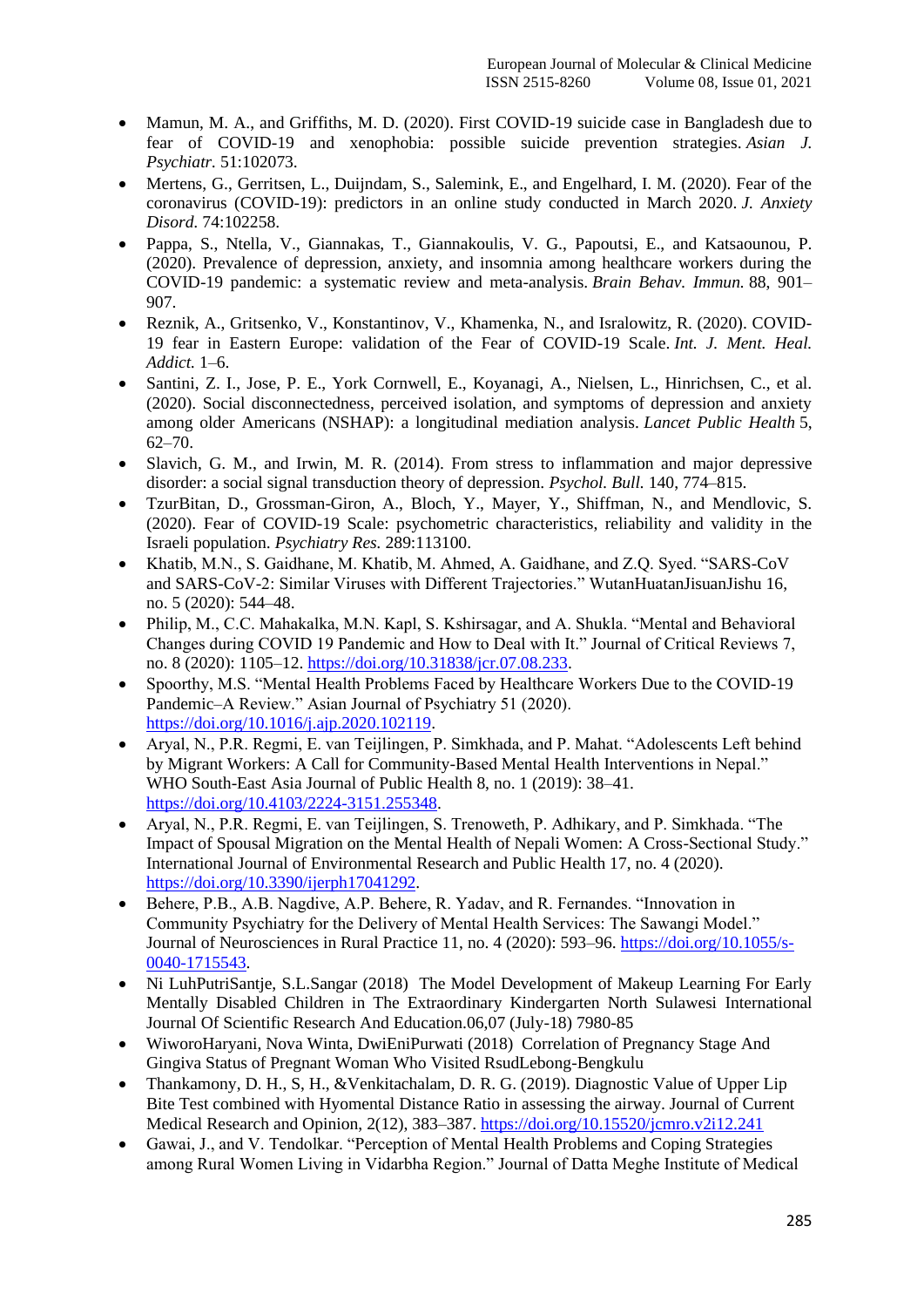- Mamun, M. A., and Griffiths, M. D. (2020). First COVID-19 suicide case in Bangladesh due to fear of COVID-19 and xenophobia: possible suicide prevention strategies. *Asian J. Psychiatr.* 51:102073.
- Mertens, G., Gerritsen, L., Duijndam, S., Salemink, E., and Engelhard, I. M. (2020). Fear of the coronavirus (COVID-19): predictors in an online study conducted in March 2020. *J. Anxiety Disord.* 74:102258.
- Pappa, S., Ntella, V., Giannakas, T., Giannakoulis, V. G., Papoutsi, E., and Katsaounou, P. (2020). Prevalence of depression, anxiety, and insomnia among healthcare workers during the COVID-19 pandemic: a systematic review and meta-analysis. *Brain Behav. Immun.* 88, 901–907.
- Reznik, A., Gritsenko, V., Konstantinov, V., Khamenka, N., and Isralowitz, R. (2020). COVID-19 fear in Eastern Europe: validation of the Fear of COVID-19 Scale. *Int. J. Ment. Heal. Addict.* 1–6.
- Santini, Z. I., Jose, P. E., York Cornwell, E., Koyanagi, A., Nielsen, L., Hinrichsen, C., et al. (2020). Social disconnectedness, perceived isolation, and symptoms of depression and anxiety among older Americans (NSHAP): a longitudinal mediation analysis. *Lancet Public Health* 5, 62–70.
- Slavich, G. M., and Irwin, M. R. (2014). From stress to inflammation and major depressive disorder: a social signal transduction theory of depression. *Psychol. Bull.* 140, 774–815.
- TzurBitan, D., Grossman-Giron, A., Bloch, Y., Mayer, Y., Shiffman, N., and Mendlovic, S. (2020). Fear of COVID-19 Scale: psychometric characteristics, reliability and validity in the Israeli population. *Psychiatry Res.* 289:113100.
- Khatib, M.N., S. Gaidhane, M. Khatib, M. Ahmed, A. Gaidhane, and Z.Q. Syed. "SARS-CoV and SARS-CoV-2: Similar Viruses with Different Trajectories." WutanHuatanJisuanJishu 16, no. 5 (2020): 544–48.
- Philip, M., C.C. Mahakalka, M.N. Kapl, S. Kshirsagar, and A. Shukla. "Mental and Behavioral Changes during COVID 19 Pandemic and How to Deal with It." Journal of Critical Reviews 7, no. 8 (2020): 1105–12. https://doi.org/10.31838/jcr.07.08.233.
- Spoorthy, M.S. "Mental Health Problems Faced by Healthcare Workers Due to the COVID-19 Pandemic–A Review." Asian Journal of Psychiatry 51 (2020). https://doi.org/10.1016/j.ajp.2020.102119.
- Aryal, N., P.R. Regmi, E. van Teijlingen, P. Simkhada, and P. Mahat. "Adolescents Left behind by Migrant Workers: A Call for Community-Based Mental Health Interventions in Nepal." WHO South-East Asia Journal of Public Health 8, no. 1 (2019): 38–41. https://doi.org/10.4103/2224-3151.255348.
- Aryal, N., P.R. Regmi, E. van Teijlingen, S. Trenoweth, P. Adhikary, and P. Simkhada. "The Impact of Spousal Migration on the Mental Health of Nepali Women: A Cross-Sectional Study." International Journal of Environmental Research and Public Health 17, no. 4 (2020). https://doi.org/10.3390/ijerph17041292.
- Behere, P.B., A.B. Nagdive, A.P. Behere, R. Yadav, and R. Fernandes. "Innovation in Community Psychiatry for the Delivery of Mental Health Services: The Sawangi Model." Journal of Neurosciences in Rural Practice 11, no. 4 (2020): 593–96. https://doi.org/10.1055/s-0040-1715543.
- Ni LuhPutriSantje, S.L.Sangar (2018) The Model Development of Makeup Learning For Early Mentally Disabled Children in The Extraordinary Kindergarten North Sulawesi International Journal Of Scientific Research And Education.06,07 (July-18) 7980-85
- WiworoHaryani, Nova Winta, DwiEniPurwati (2018) Correlation of Pregnancy Stage And Gingiva Status of Pregnant Woman Who Visited RsudLebong-Bengkulu
- Thankamony, D. H., S, H., &Venkitachalam, D. R. G. (2019). Diagnostic Value of Upper Lip Bite Test combined with Hyomental Distance Ratio in assessing the airway. Journal of Current Medical Research and Opinion, 2(12), 383–387. https://doi.org/10.15520/jcmro.v2i12.241
- Gawai, J., and V. Tendolkar. "Perception of Mental Health Problems and Coping Strategies among Rural Women Living in Vidarbha Region." Journal of Datta Meghe Institute of Medical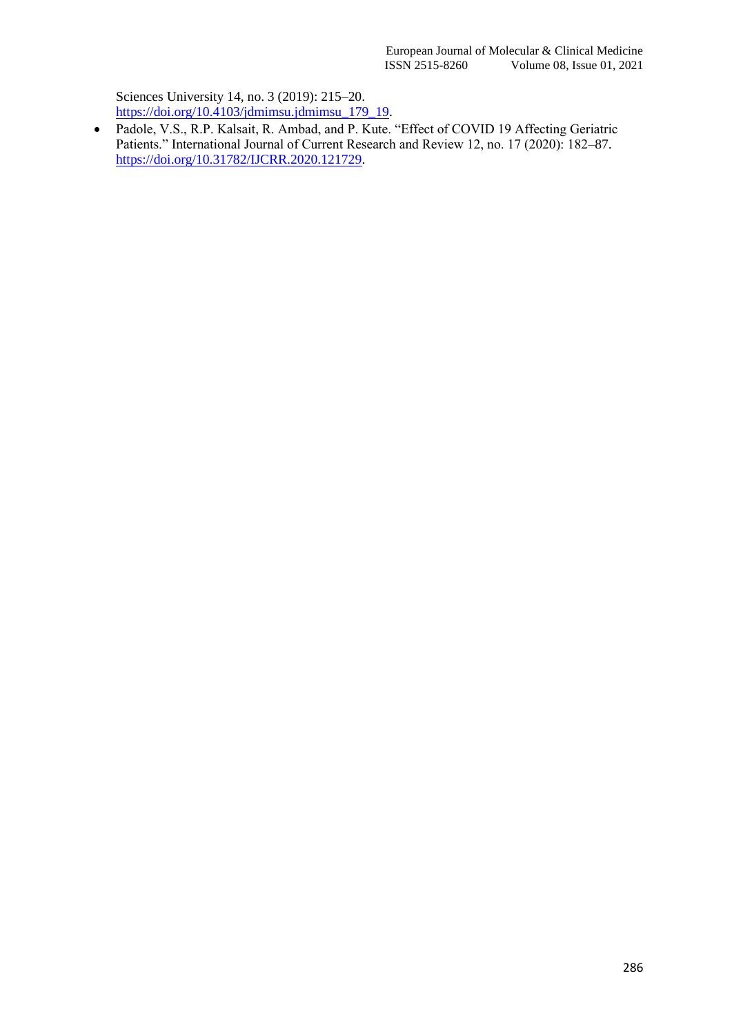Sciences University 14, no. 3 (2019): 215–20. https://doi.org/10.4103/jdmimsu.jdmimsu_179_19.

- Padole, V.S., R.P. Kalsait, R. Ambad, and P. Kute. "Effect of COVID 19 Affecting Geriatric Patients." International Journal of Current Research and Review 12, no. 17 (2020): 182–87. https://doi.org/10.31782/IJCRR.2020.121729.